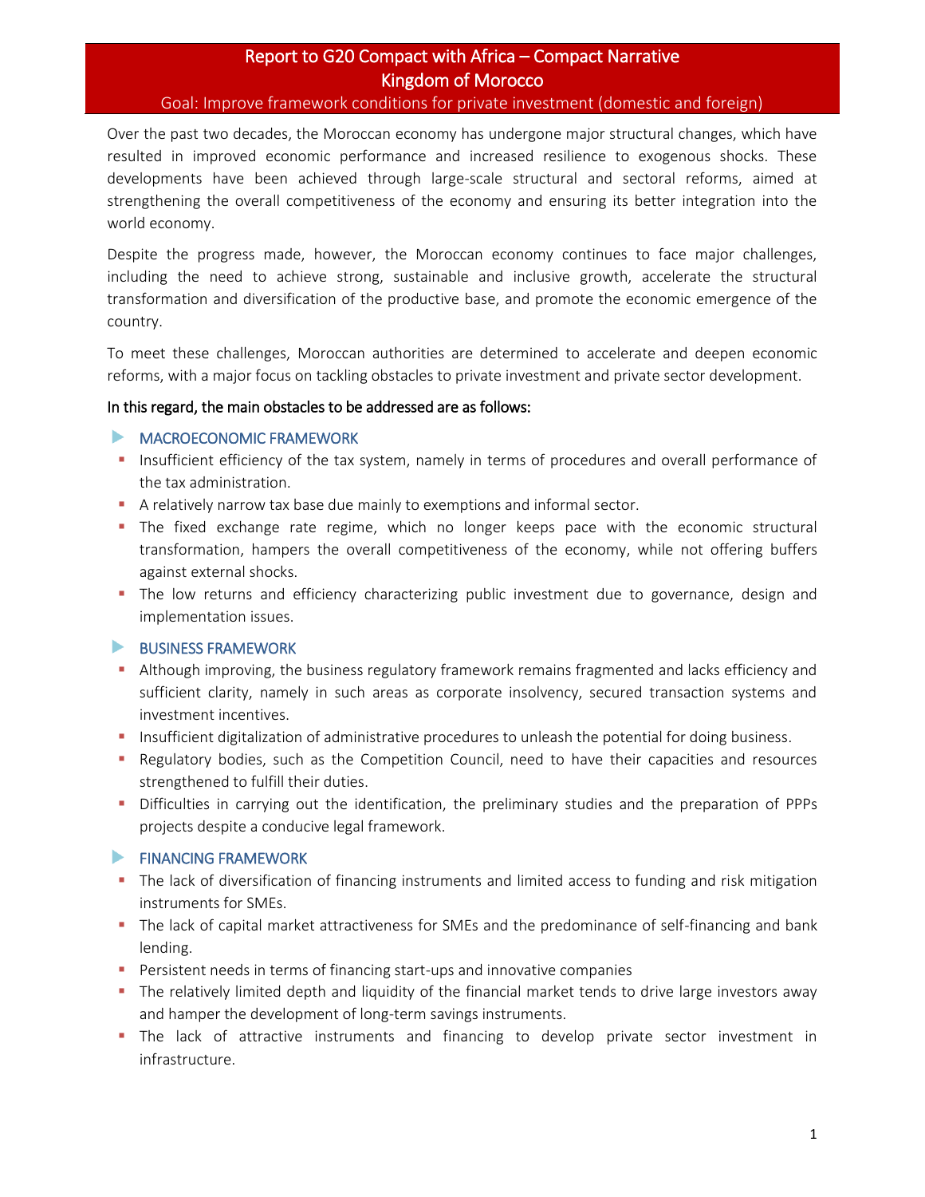# Report to G20 Compact with Africa – Compact Narrative

## Kingdom of Morocco

### Goal: Improve framework conditions for private investment (domestic and foreign)

Over the past two decades, the Moroccan economy has undergone major structural changes, which have resulted in improved economic performance and increased resilience to exogenous shocks. These developments have been achieved through large-scale structural and sectoral reforms, aimed at strengthening the overall competitiveness of the economy and ensuring its better integration into the world economy.

Despite the progress made, however, the Moroccan economy continues to face major challenges, including the need to achieve strong, sustainable and inclusive growth, accelerate the structural transformation and diversification of the productive base, and promote the economic emergence of the country.

To meet these challenges, Moroccan authorities are determined to accelerate and deepen economic reforms, with a major focus on tackling obstacles to private investment and private sector development.

**In this regard, the main obstacles to be addressed are as follows:**

#### MACROECONOMIC FRAMEWORK

- Insufficient efficiency of the tax system, namely in terms of procedures and overall performance of the tax administration.
- A relatively narrow tax base due mainly to exemptions and informal sector.
- The fixed exchange rate regime, which no longer keeps pace with the economic structural transformation, hampers the overall competitiveness of the economy, while not offering buffers against external shocks.
- The low returns and efficiency characterizing public investment due to governance, design and implementation issues.

#### BUSINESS FRAMEWORK

- Although improving, the business regulatory framework remains fragmented and lacks efficiency and sufficient clarity, namely in such areas as corporate insolvency, secured transaction systems and investment incentives.
- Insufficient digitalization of administrative procedures to unleash the potential for doing business.
- Regulatory bodies, such as the Competition Council, need to have their capacities and resources strengthened to fulfill their duties.
- Difficulties in carrying out the identification, the preliminary studies and the preparation of PPPs projects despite a conducive legal framework.

#### FINANCING FRAMEWORK

- The lack of diversification of financing instruments and limited access to funding and risk mitigation instruments for SMEs.
- The lack of capital market attractiveness for SMEs and the predominance of self-financing and bank lending.
- Persistent needs in terms of financing start-ups and innovative companies
- The relatively limited depth and liquidity of the financial market tends to drive large investors away and hamper the development of long-term savings instruments.
- The lack of attractive instruments and financing to develop private sector investment in infrastructure.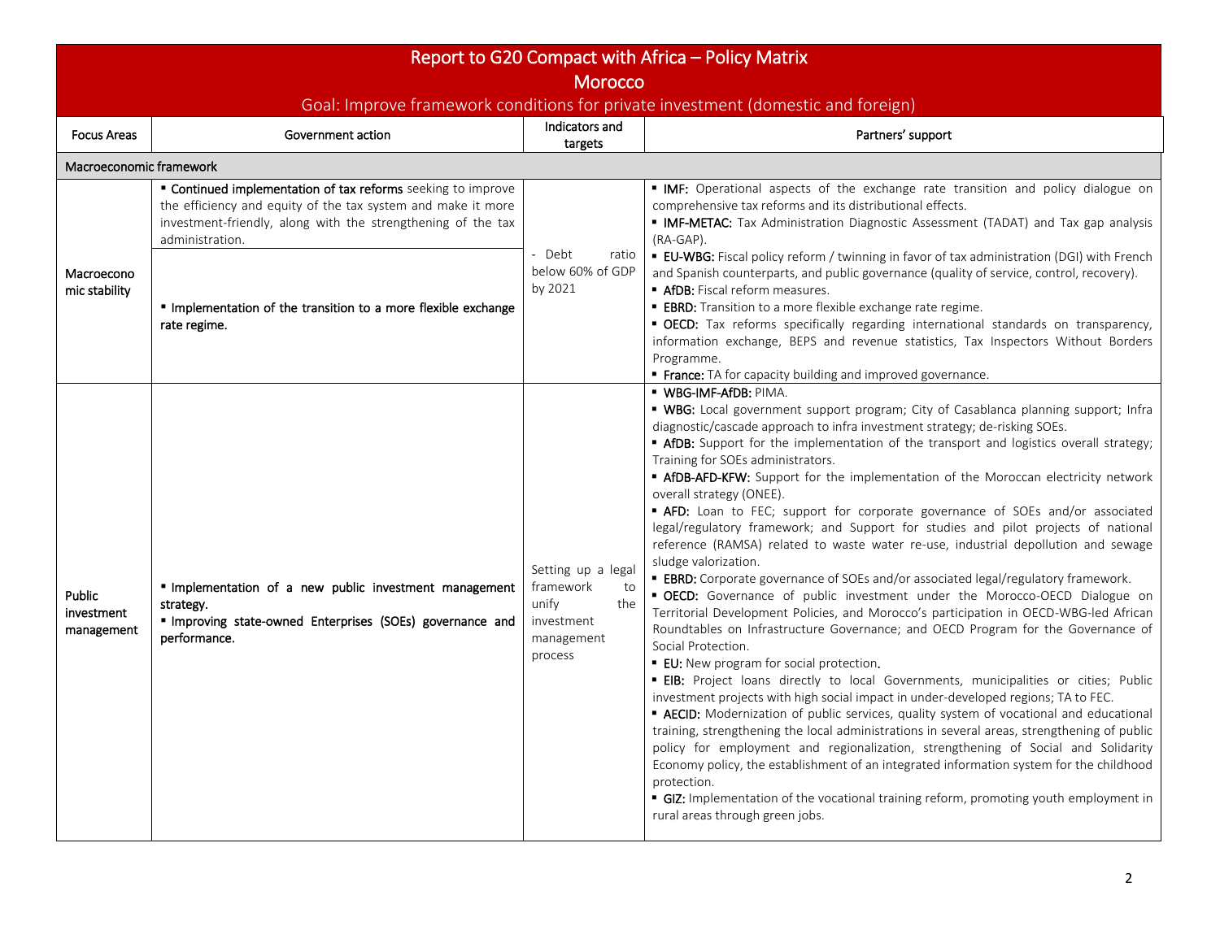# Report to G20 Compact with Africa – Policy Matrix

## Morocco

### Goal: Improve framework conditions for private investment (domestic and foreign)

| Focus Areas | Government action | Indicators and targets | Partners' support |
|---|---|---|---|
| **Macroeconomic framework** | | | |
| Macroeconomic stability | ▪ **Continued implementation of tax reforms** seeking to improve the efficiency and equity of the tax system and make it more investment-friendly, along with the strengthening of the tax administration.<br><br>▪ **Implementation of the transition to a more flexible exchange rate regime.** | - Debt ratio below 60% of GDP by 2021 | ▪ **IMF:** Operational aspects of the exchange rate transition and policy dialogue on comprehensive tax reforms and its distributional effects.<br>▪ **IMF-METAC:** Tax Administration Diagnostic Assessment (TADAT) and Tax gap analysis (RA-GAP).<br>▪ **EU-WBG:** Fiscal policy reform / twinning in favor of tax administration (DGI) with French and Spanish counterparts, and public governance (quality of service, control, recovery).<br>▪ **AfDB:** Fiscal reform measures.<br>▪ **EBRD:** Transition to a more flexible exchange rate regime.<br>▪ **OECD:** Tax reforms specifically regarding international standards on transparency, information exchange, BEPS and revenue statistics, Tax Inspectors Without Borders Programme.<br>▪ **France:** TA for capacity building and improved governance. |
| Public investment management | ▪ **Implementation of a new public investment management strategy.**<br>▪ **Improving state-owned Enterprises (SOEs) governance and performance.** | Setting up a legal framework to unify the investment management process | ▪ **WBG-IMF-AfDB:** PIMA.<br>▪ **WBG:** Local government support program; City of Casablanca planning support; Infra diagnostic/cascade approach to infra investment strategy; de-risking SOEs.<br>▪ **AfDB:** Support for the implementation of the transport and logistics overall strategy; Training for SOEs administrators.<br>▪ **AfDB-AFD-KFW:** Support for the implementation of the Moroccan electricity network overall strategy (ONEE).<br>▪ **AFD:** Loan to FEC; support for corporate governance of SOEs and/or associated legal/regulatory framework; and Support for studies and pilot projects of national reference (RAMSA) related to waste water re-use, industrial depollution and sewage sludge valorization.<br>▪ **EBRD:** Corporate governance of SOEs and/or associated legal/regulatory framework.<br>▪ **OECD:** Governance of public investment under the Morocco-OECD Dialogue on Territorial Development Policies, and Morocco's participation in OECD-WBG-led African Roundtables on Infrastructure Governance; and OECD Program for the Governance of Social Protection.<br>▪ **EU:** New program for social protection.<br>▪ **EIB:** Project loans directly to local Governments, municipalities or cities; Public investment projects with high social impact in under-developed regions; TA to FEC.<br>▪ **AECID:** Modernization of public services, quality system of vocational and educational training, strengthening the local administrations in several areas, strengthening of public policy for employment and regionalization, strengthening of Social and Solidarity Economy policy, the establishment of an integrated information system for the childhood protection.<br>▪ **GIZ:** Implementation of the vocational training reform, promoting youth employment in rural areas through green jobs. |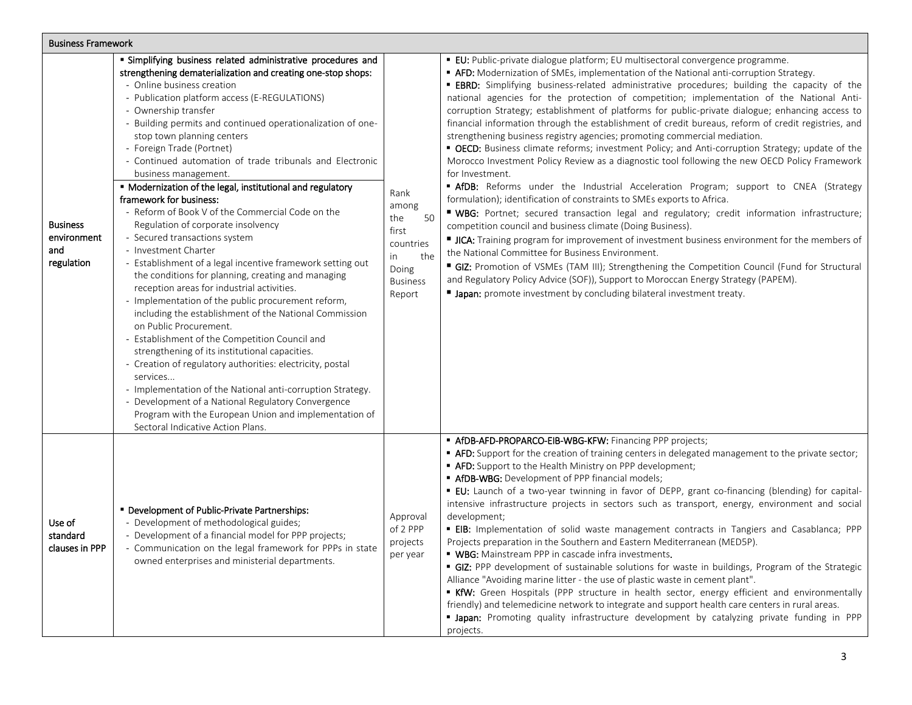| Business Framework | | | |
|---|---|---|---|
| Business environment and regulation | ▪ **Simplifying business related administrative procedures and strengthening dematerialization and creating one-stop shops:**<br>- Online business creation<br>- Publication platform access (E-REGULATIONS)<br>- Ownership transfer<br>- Building permits and continued operationalization of one-stop town planning centers<br>- Foreign Trade (Portnet)<br>- Continued automation of trade tribunals and Electronic business management.<br>▪ **Modernization of the legal, institutional and regulatory framework for business:**<br>- Reform of Book V of the Commercial Code on the Regulation of corporate insolvency<br>- Secured transactions system<br>- Investment Charter<br>- Establishment of a legal incentive framework setting out the conditions for planning, creating and managing reception areas for industrial activities.<br>- Implementation of the public procurement reform, including the establishment of the National Commission on Public Procurement.<br>- Establishment of the Competition Council and strengthening of its institutional capacities.<br>- Creation of regulatory authorities: electricity, postal services...<br>- Implementation of the National anti-corruption Strategy.<br>- Development of a National Regulatory Convergence Program with the European Union and implementation of Sectoral Indicative Action Plans. | Rank among the 50 first countries in the Doing Business Report | ▪ **EU:** Public-private dialogue platform; EU multisectoral convergence programme.<br>▪ **AFD:** Modernization of SMEs, implementation of the National anti-corruption Strategy.<br>▪ **EBRD:** Simplifying business-related administrative procedures; building the capacity of the national agencies for the protection of competition; implementation of the National Anti-corruption Strategy; establishment of platforms for public-private dialogue; enhancing access to financial information through the establishment of credit bureaus, reform of credit registries, and strengthening business registry agencies; promoting commercial mediation.<br>▪ **OECD:** Business climate reforms; investment Policy; and Anti-corruption Strategy; update of the Morocco Investment Policy Review as a diagnostic tool following the new OECD Policy Framework for Investment.<br>▪ **AfDB:** Reforms under the Industrial Acceleration Program; support to CNEA (Strategy formulation); identification of constraints to SMEs exports to Africa.<br>▪ **WBG:** Portnet; secured transaction legal and regulatory; credit information infrastructure; competition council and business climate (Doing Business).<br>▪ **JICA:** Training program for improvement of investment business environment for the members of the National Committee for Business Environment.<br>▪ **GIZ:** Promotion of VSMEs (TAM III); Strengthening the Competition Council (Fund for Structural and Regulatory Policy Advice (SOF)), Support to Moroccan Energy Strategy (PAPEM).<br>▪ **Japan:** promote investment by concluding bilateral investment treaty. |
| Use of standard clauses in PPP | ▪ **Development of Public-Private Partnerships:**<br>- Development of methodological guides;<br>- Development of a financial model for PPP projects;<br>- Communication on the legal framework for PPPs in state owned enterprises and ministerial departments. | Approval of 2 PPP projects per year | ▪ **AfDB-AFD-PROPARCO-EIB-WBG-KFW:** Financing PPP projects;<br>▪ **AFD:** Support for the creation of training centers in delegated management to the private sector;<br>▪ **AFD:** Support to the Health Ministry on PPP development;<br>▪ **AfDB-WBG:** Development of PPP financial models;<br>▪ **EU:** Launch of a two-year twinning in favor of DEPP, grant co-financing (blending) for capital-intensive infrastructure projects in sectors such as transport, energy, environment and social development;<br>▪ **EIB:** Implementation of solid waste management contracts in Tangiers and Casablanca; PPP Projects preparation in the Southern and Eastern Mediterranean (MED5P).<br>▪ **WBG:** Mainstream PPP in cascade infra investments.<br>▪ **GIZ:** PPP development of sustainable solutions for waste in buildings, Program of the Strategic Alliance "Avoiding marine litter - the use of plastic waste in cement plant".<br>▪ **KfW:** Green Hospitals (PPP structure in health sector, energy efficient and environmentally friendly) and telemedicine network to integrate and support health care centers in rural areas.<br>▪ **Japan:** Promoting quality infrastructure development by catalyzing private funding in PPP projects. |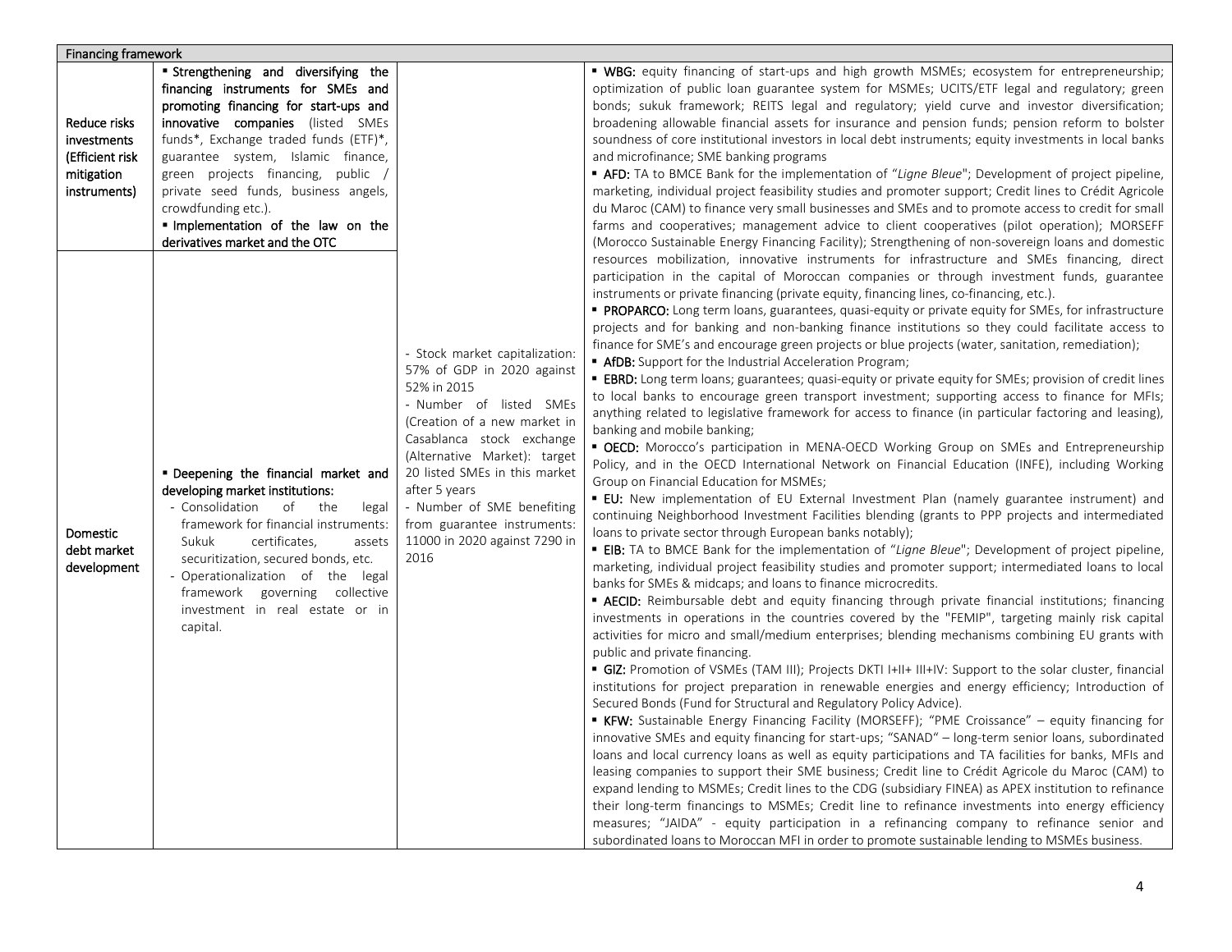| Financing framework | | | |
|---|---|---|---|
| Reduce risks investments (Efficient risk mitigation instruments) | ▪ **Strengthening and diversifying the financing instruments for SMEs and promoting financing for start-ups and innovative companies** (listed SMEs funds*, Exchange traded funds (ETF)*, guarantee system, Islamic finance, green projects financing, public / private seed funds, business angels, crowdfunding etc.).<br>▪ **Implementation of the law on the derivatives market and the OTC** | - Stock market capitalization: 57% of GDP in 2020 against 52% in 2015<br>- Number of listed SMEs (Creation of a new market in Casablanca stock exchange (Alternative Market): target 20 listed SMEs in this market after 5 years<br>- Number of SME benefiting from guarantee instruments: 11000 in 2020 against 7290 in 2016 | ▪ **WBG:** equity financing of start-ups and high growth MSMEs; ecosystem for entrepreneurship; optimization of public loan guarantee system for MSMEs; UCITS/ETF legal and regulatory; green bonds; sukuk framework; REITS legal and regulatory; yield curve and investor diversification; broadening allowable financial assets for insurance and pension funds; pension reform to bolster soundness of core institutional investors in local debt instruments; equity investments in local banks and microfinance; SME banking programs<br>▪ **AFD:** TA to BMCE Bank for the implementation of "*Ligne Bleue*"; Development of project pipeline, marketing, individual project feasibility studies and promoter support; Credit lines to Crédit Agricole du Maroc (CAM) to finance very small businesses and SMEs and to promote access to credit for small farms and cooperatives; management advice to client cooperatives (pilot operation); MORSEFF (Morocco Sustainable Energy Financing Facility); Strengthening of non-sovereign loans and domestic resources mobilization, innovative instruments for infrastructure and SMEs financing, direct participation in the capital of Moroccan companies or through investment funds, guarantee instruments or private financing (private equity, financing lines, co-financing, etc.).<br>▪ **PROPARCO:** Long term loans, guarantees, quasi-equity or private equity for SMEs, for infrastructure projects and for banking and non-banking finance institutions so they could facilitate access to finance for SME's and encourage green projects or blue projects (water, sanitation, remediation);<br>▪ **AfDB:** Support for the Industrial Acceleration Program;<br>▪ **EBRD:** Long term loans; guarantees; quasi-equity or private equity for SMEs; provision of credit lines to local banks to encourage green transport investment; supporting access to finance for MFIs; anything related to legislative framework for access to finance (in particular factoring and leasing), banking and mobile banking;<br>▪ **OECD:** Morocco's participation in MENA-OECD Working Group on SMEs and Entrepreneurship Policy, and in the OECD International Network on Financial Education (INFE), including Working Group on Financial Education for MSMEs;<br>▪ **EU:** New implementation of EU External Investment Plan (namely guarantee instrument) and continuing Neighborhood Investment Facilities blending (grants to PPP projects and intermediated loans to private sector through European banks notably);<br>▪ **EIB:** TA to BMCE Bank for the implementation of "*Ligne Bleue*"; Development of project pipeline, marketing, individual project feasibility studies and promoter support; intermediated loans to local banks for SMEs & midcaps; and loans to finance microcredits.<br>▪ **AECID:** Reimbursable debt and equity financing through private financial institutions; financing investments in operations in the countries covered by the "FEMIP", targeting mainly risk capital activities for micro and small/medium enterprises; blending mechanisms combining EU grants with public and private financing.<br>▪ **GIZ:** Promotion of VSMEs (TAM III); Projects DKTI I+II+ III+IV: Support to the solar cluster, financial institutions for project preparation in renewable energies and energy efficiency; Introduction of Secured Bonds (Fund for Structural and Regulatory Policy Advice).<br>▪ **KFW:** Sustainable Energy Financing Facility (MORSEFF); "PME Croissance" – equity financing for innovative SMEs and equity financing for start-ups; "SANAD" – long-term senior loans, subordinated loans and local currency loans as well as equity participations and TA facilities for banks, MFIs and leasing companies to support their SME business; Credit line to Crédit Agricole du Maroc (CAM) to expand lending to MSMEs; Credit lines to the CDG (subsidiary FINEA) as APEX institution to refinance their long-term financings to MSMEs; Credit line to refinance investments into energy efficiency measures; "JAIDA" - equity participation in a refinancing company to refinance senior and subordinated loans to Moroccan MFI in order to promote sustainable lending to MSMEs business. |
| Domestic debt market development | ▪ **Deepening the financial market and developing market institutions:**<br>- Consolidation of the legal framework for financial instruments: Sukuk certificates, assets securitization, secured bonds, etc.<br>- Operationalization of the legal framework governing collective investment in real estate or in capital. | | |